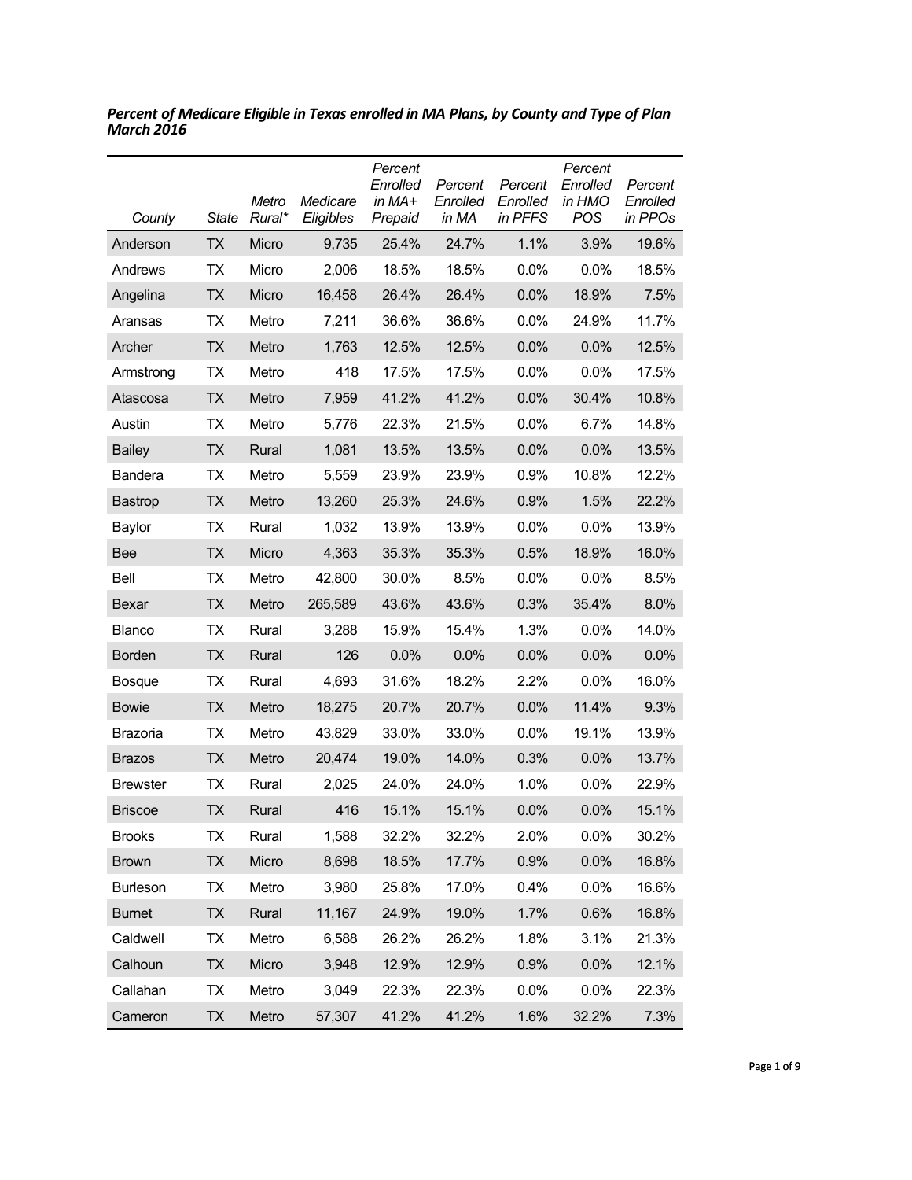***Percent of Medicare Eligible in Texas enrolled in MA Plans, by County and Type of Plan March 2016***

| *County* | *State* | *Metro Rural\** | *Medicare Eligibles* | *Percent Enrolled in MA+ Prepaid* | *Percent Enrolled in MA* | *Percent Enrolled in PFFS* | *Percent Enrolled in HMO POS* | *Percent Enrolled in PPOs* |
|---|---|---|---|---|---|---|---|---|
| Anderson | TX | Micro | 9,735 | 25.4% | 24.7% | 1.1% | 3.9% | 19.6% |
| Andrews | TX | Micro | 2,006 | 18.5% | 18.5% | 0.0% | 0.0% | 18.5% |
| Angelina | TX | Micro | 16,458 | 26.4% | 26.4% | 0.0% | 18.9% | 7.5% |
| Aransas | TX | Metro | 7,211 | 36.6% | 36.6% | 0.0% | 24.9% | 11.7% |
| Archer | TX | Metro | 1,763 | 12.5% | 12.5% | 0.0% | 0.0% | 12.5% |
| Armstrong | TX | Metro | 418 | 17.5% | 17.5% | 0.0% | 0.0% | 17.5% |
| Atascosa | TX | Metro | 7,959 | 41.2% | 41.2% | 0.0% | 30.4% | 10.8% |
| Austin | TX | Metro | 5,776 | 22.3% | 21.5% | 0.0% | 6.7% | 14.8% |
| Bailey | TX | Rural | 1,081 | 13.5% | 13.5% | 0.0% | 0.0% | 13.5% |
| Bandera | TX | Metro | 5,559 | 23.9% | 23.9% | 0.9% | 10.8% | 12.2% |
| Bastrop | TX | Metro | 13,260 | 25.3% | 24.6% | 0.9% | 1.5% | 22.2% |
| Baylor | TX | Rural | 1,032 | 13.9% | 13.9% | 0.0% | 0.0% | 13.9% |
| Bee | TX | Micro | 4,363 | 35.3% | 35.3% | 0.5% | 18.9% | 16.0% |
| Bell | TX | Metro | 42,800 | 30.0% | 8.5% | 0.0% | 0.0% | 8.5% |
| Bexar | TX | Metro | 265,589 | 43.6% | 43.6% | 0.3% | 35.4% | 8.0% |
| Blanco | TX | Rural | 3,288 | 15.9% | 15.4% | 1.3% | 0.0% | 14.0% |
| Borden | TX | Rural | 126 | 0.0% | 0.0% | 0.0% | 0.0% | 0.0% |
| Bosque | TX | Rural | 4,693 | 31.6% | 18.2% | 2.2% | 0.0% | 16.0% |
| Bowie | TX | Metro | 18,275 | 20.7% | 20.7% | 0.0% | 11.4% | 9.3% |
| Brazoria | TX | Metro | 43,829 | 33.0% | 33.0% | 0.0% | 19.1% | 13.9% |
| Brazos | TX | Metro | 20,474 | 19.0% | 14.0% | 0.3% | 0.0% | 13.7% |
| Brewster | TX | Rural | 2,025 | 24.0% | 24.0% | 1.0% | 0.0% | 22.9% |
| Briscoe | TX | Rural | 416 | 15.1% | 15.1% | 0.0% | 0.0% | 15.1% |
| Brooks | TX | Rural | 1,588 | 32.2% | 32.2% | 2.0% | 0.0% | 30.2% |
| Brown | TX | Micro | 8,698 | 18.5% | 17.7% | 0.9% | 0.0% | 16.8% |
| Burleson | TX | Metro | 3,980 | 25.8% | 17.0% | 0.4% | 0.0% | 16.6% |
| Burnet | TX | Rural | 11,167 | 24.9% | 19.0% | 1.7% | 0.6% | 16.8% |
| Caldwell | TX | Metro | 6,588 | 26.2% | 26.2% | 1.8% | 3.1% | 21.3% |
| Calhoun | TX | Micro | 3,948 | 12.9% | 12.9% | 0.9% | 0.0% | 12.1% |
| Callahan | TX | Metro | 3,049 | 22.3% | 22.3% | 0.0% | 0.0% | 22.3% |
| Cameron | TX | Metro | 57,307 | 41.2% | 41.2% | 1.6% | 32.2% | 7.3% |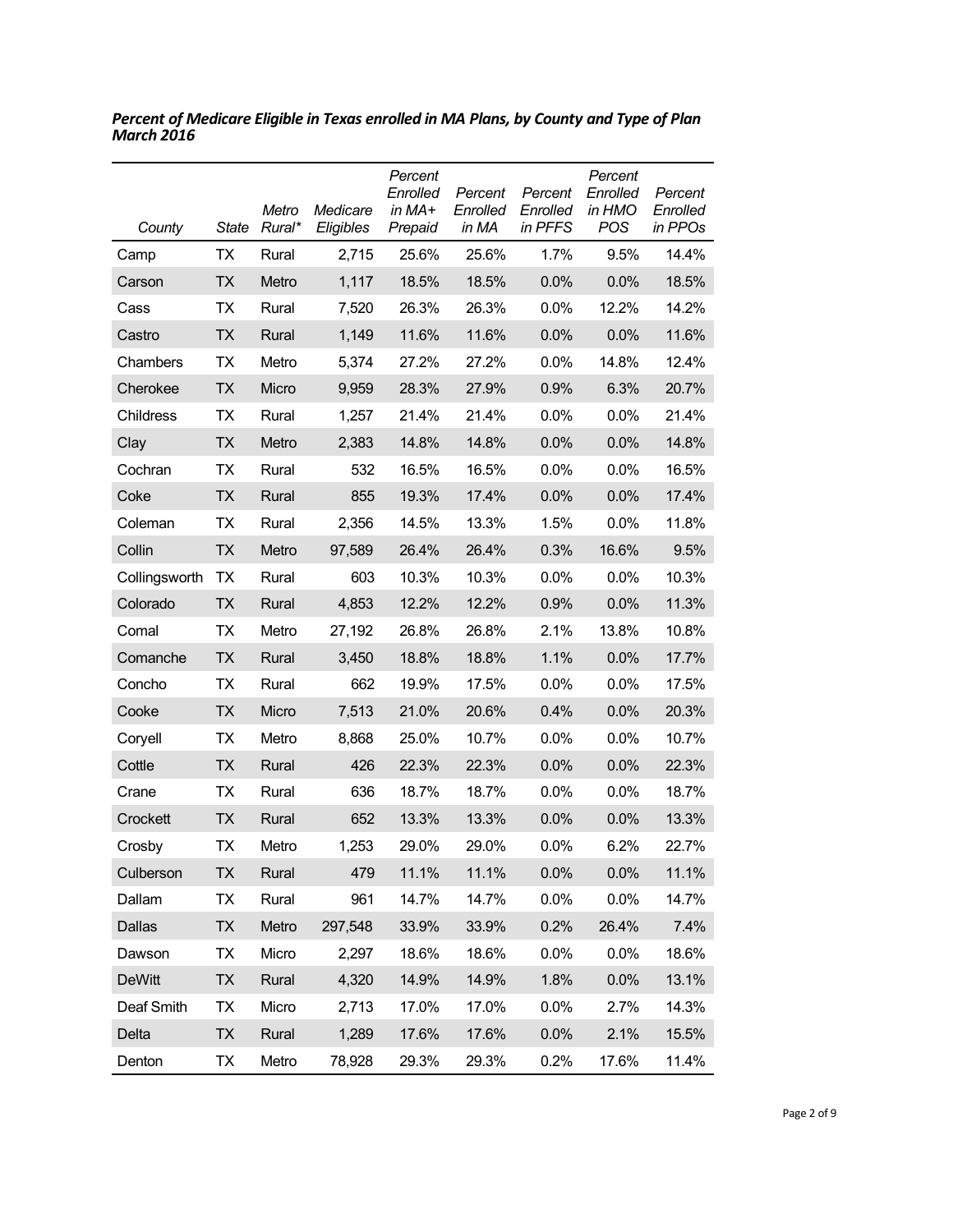***Percent of Medicare Eligible in Texas enrolled in MA Plans, by County and Type of Plan March 2016***

| *County* | *State* | *Metro Rural** | *Medicare Eligibles* | *Percent Enrolled in MA+ Prepaid* | *Percent Enrolled in MA* | *Percent Enrolled in PFFS* | *Percent Enrolled in HMO POS* | *Percent Enrolled in PPOs* |
|---|---|---|---|---|---|---|---|---|
| Camp | TX | Rural | 2,715 | 25.6% | 25.6% | 1.7% | 9.5% | 14.4% |
| Carson | TX | Metro | 1,117 | 18.5% | 18.5% | 0.0% | 0.0% | 18.5% |
| Cass | TX | Rural | 7,520 | 26.3% | 26.3% | 0.0% | 12.2% | 14.2% |
| Castro | TX | Rural | 1,149 | 11.6% | 11.6% | 0.0% | 0.0% | 11.6% |
| Chambers | TX | Metro | 5,374 | 27.2% | 27.2% | 0.0% | 14.8% | 12.4% |
| Cherokee | TX | Micro | 9,959 | 28.3% | 27.9% | 0.9% | 6.3% | 20.7% |
| Childress | TX | Rural | 1,257 | 21.4% | 21.4% | 0.0% | 0.0% | 21.4% |
| Clay | TX | Metro | 2,383 | 14.8% | 14.8% | 0.0% | 0.0% | 14.8% |
| Cochran | TX | Rural | 532 | 16.5% | 16.5% | 0.0% | 0.0% | 16.5% |
| Coke | TX | Rural | 855 | 19.3% | 17.4% | 0.0% | 0.0% | 17.4% |
| Coleman | TX | Rural | 2,356 | 14.5% | 13.3% | 1.5% | 0.0% | 11.8% |
| Collin | TX | Metro | 97,589 | 26.4% | 26.4% | 0.3% | 16.6% | 9.5% |
| Collingsworth | TX | Rural | 603 | 10.3% | 10.3% | 0.0% | 0.0% | 10.3% |
| Colorado | TX | Rural | 4,853 | 12.2% | 12.2% | 0.9% | 0.0% | 11.3% |
| Comal | TX | Metro | 27,192 | 26.8% | 26.8% | 2.1% | 13.8% | 10.8% |
| Comanche | TX | Rural | 3,450 | 18.8% | 18.8% | 1.1% | 0.0% | 17.7% |
| Concho | TX | Rural | 662 | 19.9% | 17.5% | 0.0% | 0.0% | 17.5% |
| Cooke | TX | Micro | 7,513 | 21.0% | 20.6% | 0.4% | 0.0% | 20.3% |
| Coryell | TX | Metro | 8,868 | 25.0% | 10.7% | 0.0% | 0.0% | 10.7% |
| Cottle | TX | Rural | 426 | 22.3% | 22.3% | 0.0% | 0.0% | 22.3% |
| Crane | TX | Rural | 636 | 18.7% | 18.7% | 0.0% | 0.0% | 18.7% |
| Crockett | TX | Rural | 652 | 13.3% | 13.3% | 0.0% | 0.0% | 13.3% |
| Crosby | TX | Metro | 1,253 | 29.0% | 29.0% | 0.0% | 6.2% | 22.7% |
| Culberson | TX | Rural | 479 | 11.1% | 11.1% | 0.0% | 0.0% | 11.1% |
| Dallam | TX | Rural | 961 | 14.7% | 14.7% | 0.0% | 0.0% | 14.7% |
| Dallas | TX | Metro | 297,548 | 33.9% | 33.9% | 0.2% | 26.4% | 7.4% |
| Dawson | TX | Micro | 2,297 | 18.6% | 18.6% | 0.0% | 0.0% | 18.6% |
| DeWitt | TX | Rural | 4,320 | 14.9% | 14.9% | 1.8% | 0.0% | 13.1% |
| Deaf Smith | TX | Micro | 2,713 | 17.0% | 17.0% | 0.0% | 2.7% | 14.3% |
| Delta | TX | Rural | 1,289 | 17.6% | 17.6% | 0.0% | 2.1% | 15.5% |
| Denton | TX | Metro | 78,928 | 29.3% | 29.3% | 0.2% | 17.6% | 11.4% |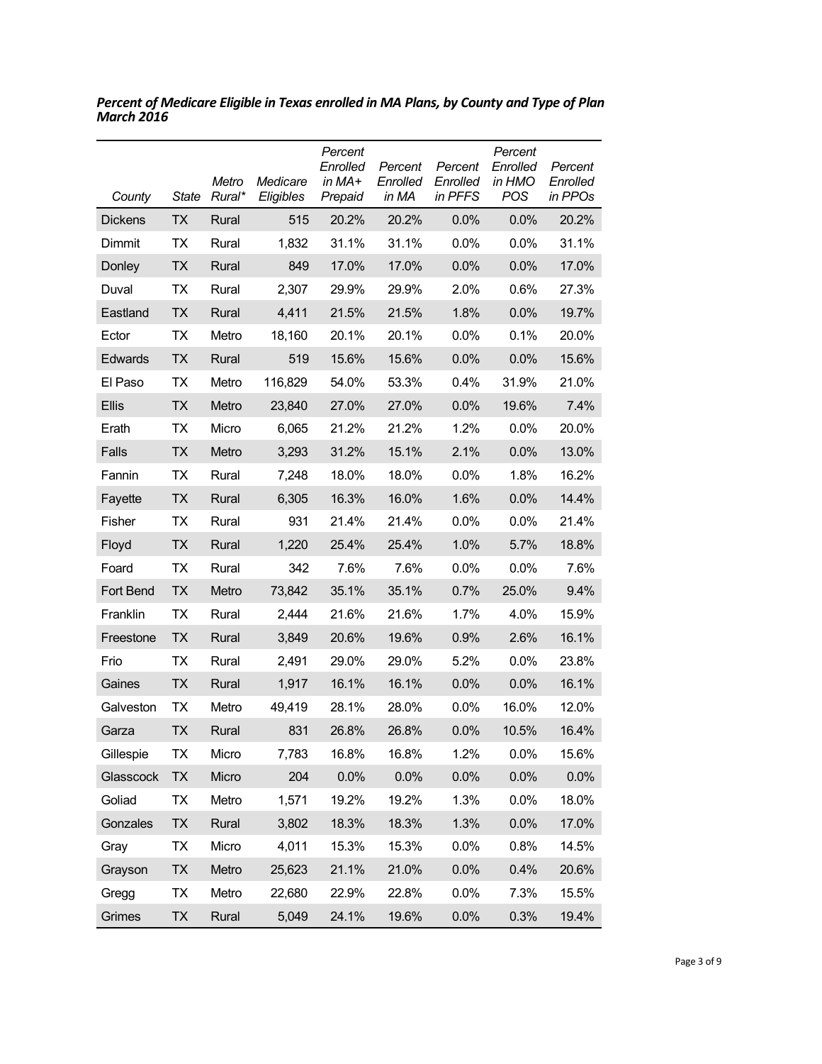***Percent of Medicare Eligible in Texas enrolled in MA Plans, by County and Type of Plan March 2016***

| *County* | *State* | *Metro Rural\** | *Medicare Eligibles* | *Percent Enrolled in MA+ Prepaid* | *Percent Enrolled in MA* | *Percent Enrolled in PFFS* | *Percent Enrolled in HMO POS* | *Percent Enrolled in PPOs* |
|---|---|---|---|---|---|---|---|---|
| Dickens | TX | Rural | 515 | 20.2% | 20.2% | 0.0% | 0.0% | 20.2% |
| Dimmit | TX | Rural | 1,832 | 31.1% | 31.1% | 0.0% | 0.0% | 31.1% |
| Donley | TX | Rural | 849 | 17.0% | 17.0% | 0.0% | 0.0% | 17.0% |
| Duval | TX | Rural | 2,307 | 29.9% | 29.9% | 2.0% | 0.6% | 27.3% |
| Eastland | TX | Rural | 4,411 | 21.5% | 21.5% | 1.8% | 0.0% | 19.7% |
| Ector | TX | Metro | 18,160 | 20.1% | 20.1% | 0.0% | 0.1% | 20.0% |
| Edwards | TX | Rural | 519 | 15.6% | 15.6% | 0.0% | 0.0% | 15.6% |
| El Paso | TX | Metro | 116,829 | 54.0% | 53.3% | 0.4% | 31.9% | 21.0% |
| Ellis | TX | Metro | 23,840 | 27.0% | 27.0% | 0.0% | 19.6% | 7.4% |
| Erath | TX | Micro | 6,065 | 21.2% | 21.2% | 1.2% | 0.0% | 20.0% |
| Falls | TX | Metro | 3,293 | 31.2% | 15.1% | 2.1% | 0.0% | 13.0% |
| Fannin | TX | Rural | 7,248 | 18.0% | 18.0% | 0.0% | 1.8% | 16.2% |
| Fayette | TX | Rural | 6,305 | 16.3% | 16.0% | 1.6% | 0.0% | 14.4% |
| Fisher | TX | Rural | 931 | 21.4% | 21.4% | 0.0% | 0.0% | 21.4% |
| Floyd | TX | Rural | 1,220 | 25.4% | 25.4% | 1.0% | 5.7% | 18.8% |
| Foard | TX | Rural | 342 | 7.6% | 7.6% | 0.0% | 0.0% | 7.6% |
| Fort Bend | TX | Metro | 73,842 | 35.1% | 35.1% | 0.7% | 25.0% | 9.4% |
| Franklin | TX | Rural | 2,444 | 21.6% | 21.6% | 1.7% | 4.0% | 15.9% |
| Freestone | TX | Rural | 3,849 | 20.6% | 19.6% | 0.9% | 2.6% | 16.1% |
| Frio | TX | Rural | 2,491 | 29.0% | 29.0% | 5.2% | 0.0% | 23.8% |
| Gaines | TX | Rural | 1,917 | 16.1% | 16.1% | 0.0% | 0.0% | 16.1% |
| Galveston | TX | Metro | 49,419 | 28.1% | 28.0% | 0.0% | 16.0% | 12.0% |
| Garza | TX | Rural | 831 | 26.8% | 26.8% | 0.0% | 10.5% | 16.4% |
| Gillespie | TX | Micro | 7,783 | 16.8% | 16.8% | 1.2% | 0.0% | 15.6% |
| Glasscock | TX | Micro | 204 | 0.0% | 0.0% | 0.0% | 0.0% | 0.0% |
| Goliad | TX | Metro | 1,571 | 19.2% | 19.2% | 1.3% | 0.0% | 18.0% |
| Gonzales | TX | Rural | 3,802 | 18.3% | 18.3% | 1.3% | 0.0% | 17.0% |
| Gray | TX | Micro | 4,011 | 15.3% | 15.3% | 0.0% | 0.8% | 14.5% |
| Grayson | TX | Metro | 25,623 | 21.1% | 21.0% | 0.0% | 0.4% | 20.6% |
| Gregg | TX | Metro | 22,680 | 22.9% | 22.8% | 0.0% | 7.3% | 15.5% |
| Grimes | TX | Rural | 5,049 | 24.1% | 19.6% | 0.0% | 0.3% | 19.4% |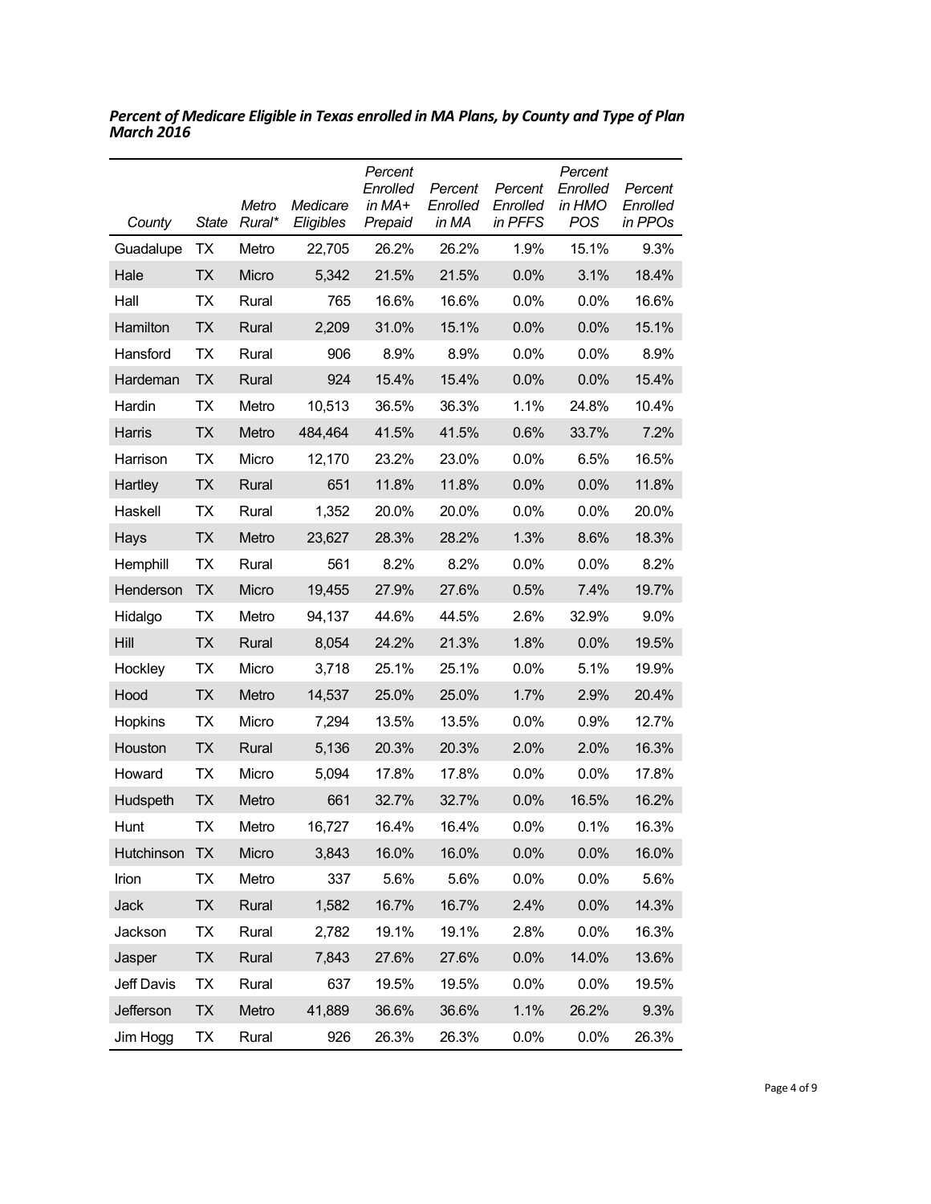***Percent of Medicare Eligible in Texas enrolled in MA Plans, by County and Type of Plan***
***March 2016***

| *County* | *State* | *Metro Rural** | *Medicare Eligibles* | *Percent Enrolled in MA+ Prepaid* | *Percent Enrolled in MA* | *Percent Enrolled in PFFS* | *Percent Enrolled in HMO POS* | *Percent Enrolled in PPOs* |
|---|---|---|---|---|---|---|---|---|
| Guadalupe | TX | Metro | 22,705 | 26.2% | 26.2% | 1.9% | 15.1% | 9.3% |
| Hale | TX | Micro | 5,342 | 21.5% | 21.5% | 0.0% | 3.1% | 18.4% |
| Hall | TX | Rural | 765 | 16.6% | 16.6% | 0.0% | 0.0% | 16.6% |
| Hamilton | TX | Rural | 2,209 | 31.0% | 15.1% | 0.0% | 0.0% | 15.1% |
| Hansford | TX | Rural | 906 | 8.9% | 8.9% | 0.0% | 0.0% | 8.9% |
| Hardeman | TX | Rural | 924 | 15.4% | 15.4% | 0.0% | 0.0% | 15.4% |
| Hardin | TX | Metro | 10,513 | 36.5% | 36.3% | 1.1% | 24.8% | 10.4% |
| Harris | TX | Metro | 484,464 | 41.5% | 41.5% | 0.6% | 33.7% | 7.2% |
| Harrison | TX | Micro | 12,170 | 23.2% | 23.0% | 0.0% | 6.5% | 16.5% |
| Hartley | TX | Rural | 651 | 11.8% | 11.8% | 0.0% | 0.0% | 11.8% |
| Haskell | TX | Rural | 1,352 | 20.0% | 20.0% | 0.0% | 0.0% | 20.0% |
| Hays | TX | Metro | 23,627 | 28.3% | 28.2% | 1.3% | 8.6% | 18.3% |
| Hemphill | TX | Rural | 561 | 8.2% | 8.2% | 0.0% | 0.0% | 8.2% |
| Henderson | TX | Micro | 19,455 | 27.9% | 27.6% | 0.5% | 7.4% | 19.7% |
| Hidalgo | TX | Metro | 94,137 | 44.6% | 44.5% | 2.6% | 32.9% | 9.0% |
| Hill | TX | Rural | 8,054 | 24.2% | 21.3% | 1.8% | 0.0% | 19.5% |
| Hockley | TX | Micro | 3,718 | 25.1% | 25.1% | 0.0% | 5.1% | 19.9% |
| Hood | TX | Metro | 14,537 | 25.0% | 25.0% | 1.7% | 2.9% | 20.4% |
| Hopkins | TX | Micro | 7,294 | 13.5% | 13.5% | 0.0% | 0.9% | 12.7% |
| Houston | TX | Rural | 5,136 | 20.3% | 20.3% | 2.0% | 2.0% | 16.3% |
| Howard | TX | Micro | 5,094 | 17.8% | 17.8% | 0.0% | 0.0% | 17.8% |
| Hudspeth | TX | Metro | 661 | 32.7% | 32.7% | 0.0% | 16.5% | 16.2% |
| Hunt | TX | Metro | 16,727 | 16.4% | 16.4% | 0.0% | 0.1% | 16.3% |
| Hutchinson | TX | Micro | 3,843 | 16.0% | 16.0% | 0.0% | 0.0% | 16.0% |
| Irion | TX | Metro | 337 | 5.6% | 5.6% | 0.0% | 0.0% | 5.6% |
| Jack | TX | Rural | 1,582 | 16.7% | 16.7% | 2.4% | 0.0% | 14.3% |
| Jackson | TX | Rural | 2,782 | 19.1% | 19.1% | 2.8% | 0.0% | 16.3% |
| Jasper | TX | Rural | 7,843 | 27.6% | 27.6% | 0.0% | 14.0% | 13.6% |
| Jeff Davis | TX | Rural | 637 | 19.5% | 19.5% | 0.0% | 0.0% | 19.5% |
| Jefferson | TX | Metro | 41,889 | 36.6% | 36.6% | 1.1% | 26.2% | 9.3% |
| Jim Hogg | TX | Rural | 926 | 26.3% | 26.3% | 0.0% | 0.0% | 26.3% |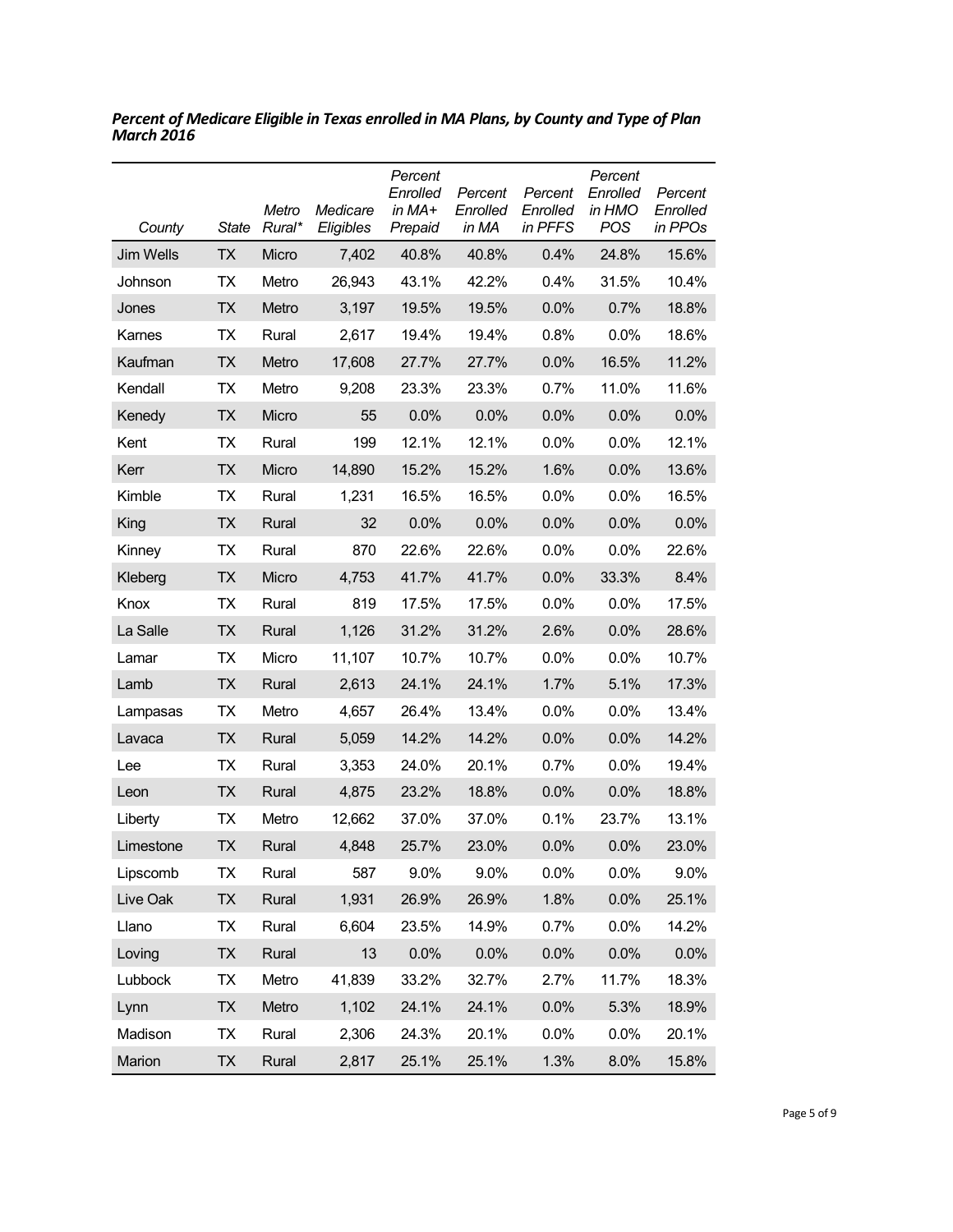***Percent of Medicare Eligible in Texas enrolled in MA Plans, by County and Type of Plan March 2016***

| *County* | *State* | *Metro Rural\** | *Medicare Eligibles* | *Percent Enrolled in MA+ Prepaid* | *Percent Enrolled in MA* | *Percent Enrolled in PFFS* | *Percent Enrolled in HMO POS* | *Percent Enrolled in PPOs* |
|---|---|---|---|---|---|---|---|---|
| Jim Wells | TX | Micro | 7,402 | 40.8% | 40.8% | 0.4% | 24.8% | 15.6% |
| Johnson | TX | Metro | 26,943 | 43.1% | 42.2% | 0.4% | 31.5% | 10.4% |
| Jones | TX | Metro | 3,197 | 19.5% | 19.5% | 0.0% | 0.7% | 18.8% |
| Karnes | TX | Rural | 2,617 | 19.4% | 19.4% | 0.8% | 0.0% | 18.6% |
| Kaufman | TX | Metro | 17,608 | 27.7% | 27.7% | 0.0% | 16.5% | 11.2% |
| Kendall | TX | Metro | 9,208 | 23.3% | 23.3% | 0.7% | 11.0% | 11.6% |
| Kenedy | TX | Micro | 55 | 0.0% | 0.0% | 0.0% | 0.0% | 0.0% |
| Kent | TX | Rural | 199 | 12.1% | 12.1% | 0.0% | 0.0% | 12.1% |
| Kerr | TX | Micro | 14,890 | 15.2% | 15.2% | 1.6% | 0.0% | 13.6% |
| Kimble | TX | Rural | 1,231 | 16.5% | 16.5% | 0.0% | 0.0% | 16.5% |
| King | TX | Rural | 32 | 0.0% | 0.0% | 0.0% | 0.0% | 0.0% |
| Kinney | TX | Rural | 870 | 22.6% | 22.6% | 0.0% | 0.0% | 22.6% |
| Kleberg | TX | Micro | 4,753 | 41.7% | 41.7% | 0.0% | 33.3% | 8.4% |
| Knox | TX | Rural | 819 | 17.5% | 17.5% | 0.0% | 0.0% | 17.5% |
| La Salle | TX | Rural | 1,126 | 31.2% | 31.2% | 2.6% | 0.0% | 28.6% |
| Lamar | TX | Micro | 11,107 | 10.7% | 10.7% | 0.0% | 0.0% | 10.7% |
| Lamb | TX | Rural | 2,613 | 24.1% | 24.1% | 1.7% | 5.1% | 17.3% |
| Lampasas | TX | Metro | 4,657 | 26.4% | 13.4% | 0.0% | 0.0% | 13.4% |
| Lavaca | TX | Rural | 5,059 | 14.2% | 14.2% | 0.0% | 0.0% | 14.2% |
| Lee | TX | Rural | 3,353 | 24.0% | 20.1% | 0.7% | 0.0% | 19.4% |
| Leon | TX | Rural | 4,875 | 23.2% | 18.8% | 0.0% | 0.0% | 18.8% |
| Liberty | TX | Metro | 12,662 | 37.0% | 37.0% | 0.1% | 23.7% | 13.1% |
| Limestone | TX | Rural | 4,848 | 25.7% | 23.0% | 0.0% | 0.0% | 23.0% |
| Lipscomb | TX | Rural | 587 | 9.0% | 9.0% | 0.0% | 0.0% | 9.0% |
| Live Oak | TX | Rural | 1,931 | 26.9% | 26.9% | 1.8% | 0.0% | 25.1% |
| Llano | TX | Rural | 6,604 | 23.5% | 14.9% | 0.7% | 0.0% | 14.2% |
| Loving | TX | Rural | 13 | 0.0% | 0.0% | 0.0% | 0.0% | 0.0% |
| Lubbock | TX | Metro | 41,839 | 33.2% | 32.7% | 2.7% | 11.7% | 18.3% |
| Lynn | TX | Metro | 1,102 | 24.1% | 24.1% | 0.0% | 5.3% | 18.9% |
| Madison | TX | Rural | 2,306 | 24.3% | 20.1% | 0.0% | 0.0% | 20.1% |
| Marion | TX | Rural | 2,817 | 25.1% | 25.1% | 1.3% | 8.0% | 15.8% |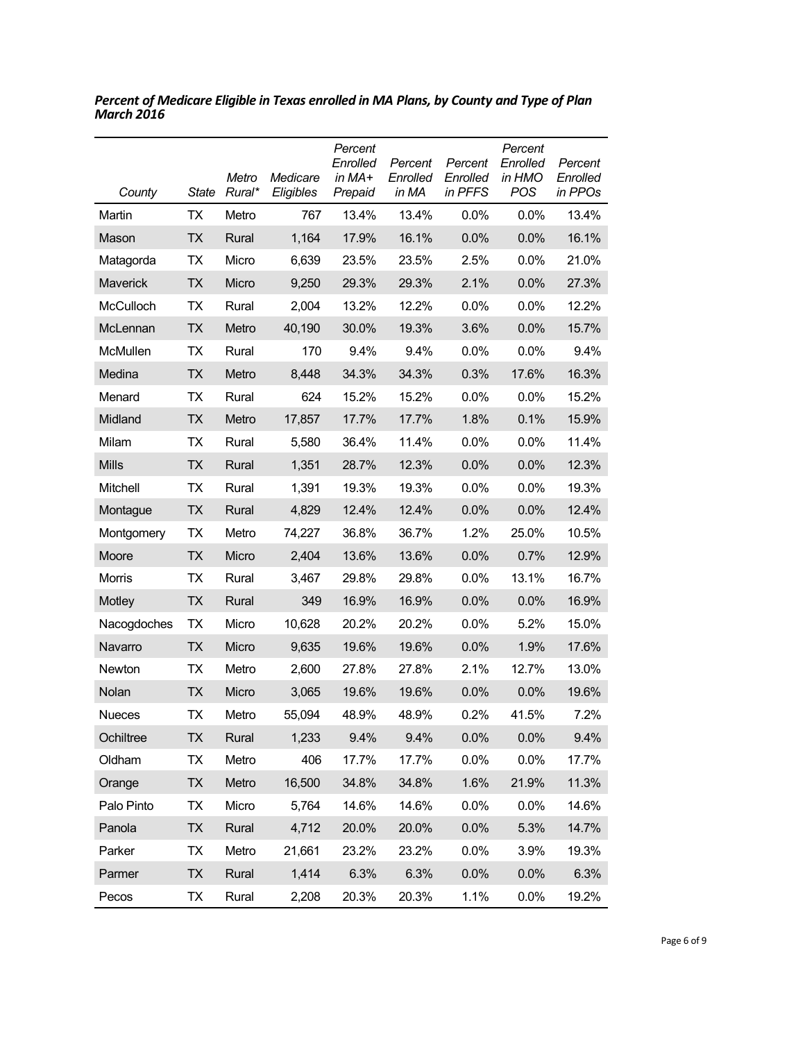***Percent of Medicare Eligible in Texas enrolled in MA Plans, by County and Type of Plan March 2016***

| *County* | *State* | *Metro Rural\** | *Medicare Eligibles* | *Percent Enrolled in MA+ Prepaid* | *Percent Enrolled in MA* | *Percent Enrolled in PFFS* | *Percent Enrolled in HMO POS* | *Percent Enrolled in PPOs* |
|---|---|---|---|---|---|---|---|---|
| Martin | TX | Metro | 767 | 13.4% | 13.4% | 0.0% | 0.0% | 13.4% |
| Mason | TX | Rural | 1,164 | 17.9% | 16.1% | 0.0% | 0.0% | 16.1% |
| Matagorda | TX | Micro | 6,639 | 23.5% | 23.5% | 2.5% | 0.0% | 21.0% |
| Maverick | TX | Micro | 9,250 | 29.3% | 29.3% | 2.1% | 0.0% | 27.3% |
| McCulloch | TX | Rural | 2,004 | 13.2% | 12.2% | 0.0% | 0.0% | 12.2% |
| McLennan | TX | Metro | 40,190 | 30.0% | 19.3% | 3.6% | 0.0% | 15.7% |
| McMullen | TX | Rural | 170 | 9.4% | 9.4% | 0.0% | 0.0% | 9.4% |
| Medina | TX | Metro | 8,448 | 34.3% | 34.3% | 0.3% | 17.6% | 16.3% |
| Menard | TX | Rural | 624 | 15.2% | 15.2% | 0.0% | 0.0% | 15.2% |
| Midland | TX | Metro | 17,857 | 17.7% | 17.7% | 1.8% | 0.1% | 15.9% |
| Milam | TX | Rural | 5,580 | 36.4% | 11.4% | 0.0% | 0.0% | 11.4% |
| Mills | TX | Rural | 1,351 | 28.7% | 12.3% | 0.0% | 0.0% | 12.3% |
| Mitchell | TX | Rural | 1,391 | 19.3% | 19.3% | 0.0% | 0.0% | 19.3% |
| Montague | TX | Rural | 4,829 | 12.4% | 12.4% | 0.0% | 0.0% | 12.4% |
| Montgomery | TX | Metro | 74,227 | 36.8% | 36.7% | 1.2% | 25.0% | 10.5% |
| Moore | TX | Micro | 2,404 | 13.6% | 13.6% | 0.0% | 0.7% | 12.9% |
| Morris | TX | Rural | 3,467 | 29.8% | 29.8% | 0.0% | 13.1% | 16.7% |
| Motley | TX | Rural | 349 | 16.9% | 16.9% | 0.0% | 0.0% | 16.9% |
| Nacogdoches | TX | Micro | 10,628 | 20.2% | 20.2% | 0.0% | 5.2% | 15.0% |
| Navarro | TX | Micro | 9,635 | 19.6% | 19.6% | 0.0% | 1.9% | 17.6% |
| Newton | TX | Metro | 2,600 | 27.8% | 27.8% | 2.1% | 12.7% | 13.0% |
| Nolan | TX | Micro | 3,065 | 19.6% | 19.6% | 0.0% | 0.0% | 19.6% |
| Nueces | TX | Metro | 55,094 | 48.9% | 48.9% | 0.2% | 41.5% | 7.2% |
| Ochiltree | TX | Rural | 1,233 | 9.4% | 9.4% | 0.0% | 0.0% | 9.4% |
| Oldham | TX | Metro | 406 | 17.7% | 17.7% | 0.0% | 0.0% | 17.7% |
| Orange | TX | Metro | 16,500 | 34.8% | 34.8% | 1.6% | 21.9% | 11.3% |
| Palo Pinto | TX | Micro | 5,764 | 14.6% | 14.6% | 0.0% | 0.0% | 14.6% |
| Panola | TX | Rural | 4,712 | 20.0% | 20.0% | 0.0% | 5.3% | 14.7% |
| Parker | TX | Metro | 21,661 | 23.2% | 23.2% | 0.0% | 3.9% | 19.3% |
| Parmer | TX | Rural | 1,414 | 6.3% | 6.3% | 0.0% | 0.0% | 6.3% |
| Pecos | TX | Rural | 2,208 | 20.3% | 20.3% | 1.1% | 0.0% | 19.2% |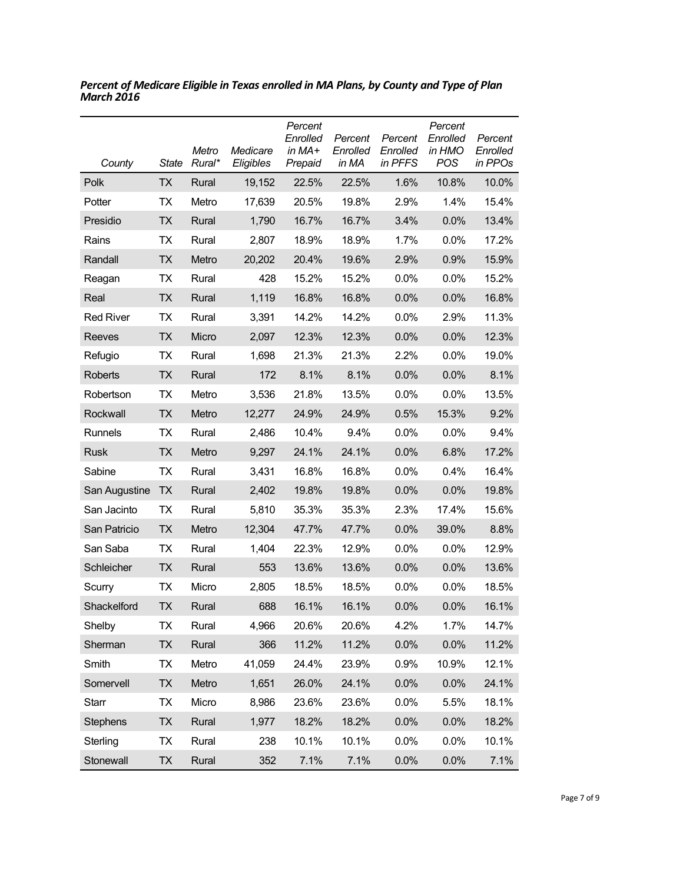***Percent of Medicare Eligible in Texas enrolled in MA Plans, by County and Type of Plan March 2016***

| *County* | *State* | *Metro Rural\** | *Medicare Eligibles* | *Percent Enrolled in MA+ Prepaid* | *Percent Enrolled in MA* | *Percent Enrolled in PFFS* | *Percent Enrolled in HMO POS* | *Percent Enrolled in PPOs* |
|---|---|---|---|---|---|---|---|---|
| Polk | TX | Rural | 19,152 | 22.5% | 22.5% | 1.6% | 10.8% | 10.0% |
| Potter | TX | Metro | 17,639 | 20.5% | 19.8% | 2.9% | 1.4% | 15.4% |
| Presidio | TX | Rural | 1,790 | 16.7% | 16.7% | 3.4% | 0.0% | 13.4% |
| Rains | TX | Rural | 2,807 | 18.9% | 18.9% | 1.7% | 0.0% | 17.2% |
| Randall | TX | Metro | 20,202 | 20.4% | 19.6% | 2.9% | 0.9% | 15.9% |
| Reagan | TX | Rural | 428 | 15.2% | 15.2% | 0.0% | 0.0% | 15.2% |
| Real | TX | Rural | 1,119 | 16.8% | 16.8% | 0.0% | 0.0% | 16.8% |
| Red River | TX | Rural | 3,391 | 14.2% | 14.2% | 0.0% | 2.9% | 11.3% |
| Reeves | TX | Micro | 2,097 | 12.3% | 12.3% | 0.0% | 0.0% | 12.3% |
| Refugio | TX | Rural | 1,698 | 21.3% | 21.3% | 2.2% | 0.0% | 19.0% |
| Roberts | TX | Rural | 172 | 8.1% | 8.1% | 0.0% | 0.0% | 8.1% |
| Robertson | TX | Metro | 3,536 | 21.8% | 13.5% | 0.0% | 0.0% | 13.5% |
| Rockwall | TX | Metro | 12,277 | 24.9% | 24.9% | 0.5% | 15.3% | 9.2% |
| Runnels | TX | Rural | 2,486 | 10.4% | 9.4% | 0.0% | 0.0% | 9.4% |
| Rusk | TX | Metro | 9,297 | 24.1% | 24.1% | 0.0% | 6.8% | 17.2% |
| Sabine | TX | Rural | 3,431 | 16.8% | 16.8% | 0.0% | 0.4% | 16.4% |
| San Augustine | TX | Rural | 2,402 | 19.8% | 19.8% | 0.0% | 0.0% | 19.8% |
| San Jacinto | TX | Rural | 5,810 | 35.3% | 35.3% | 2.3% | 17.4% | 15.6% |
| San Patricio | TX | Metro | 12,304 | 47.7% | 47.7% | 0.0% | 39.0% | 8.8% |
| San Saba | TX | Rural | 1,404 | 22.3% | 12.9% | 0.0% | 0.0% | 12.9% |
| Schleicher | TX | Rural | 553 | 13.6% | 13.6% | 0.0% | 0.0% | 13.6% |
| Scurry | TX | Micro | 2,805 | 18.5% | 18.5% | 0.0% | 0.0% | 18.5% |
| Shackelford | TX | Rural | 688 | 16.1% | 16.1% | 0.0% | 0.0% | 16.1% |
| Shelby | TX | Rural | 4,966 | 20.6% | 20.6% | 4.2% | 1.7% | 14.7% |
| Sherman | TX | Rural | 366 | 11.2% | 11.2% | 0.0% | 0.0% | 11.2% |
| Smith | TX | Metro | 41,059 | 24.4% | 23.9% | 0.9% | 10.9% | 12.1% |
| Somervell | TX | Metro | 1,651 | 26.0% | 24.1% | 0.0% | 0.0% | 24.1% |
| Starr | TX | Micro | 8,986 | 23.6% | 23.6% | 0.0% | 5.5% | 18.1% |
| Stephens | TX | Rural | 1,977 | 18.2% | 18.2% | 0.0% | 0.0% | 18.2% |
| Sterling | TX | Rural | 238 | 10.1% | 10.1% | 0.0% | 0.0% | 10.1% |
| Stonewall | TX | Rural | 352 | 7.1% | 7.1% | 0.0% | 0.0% | 7.1% |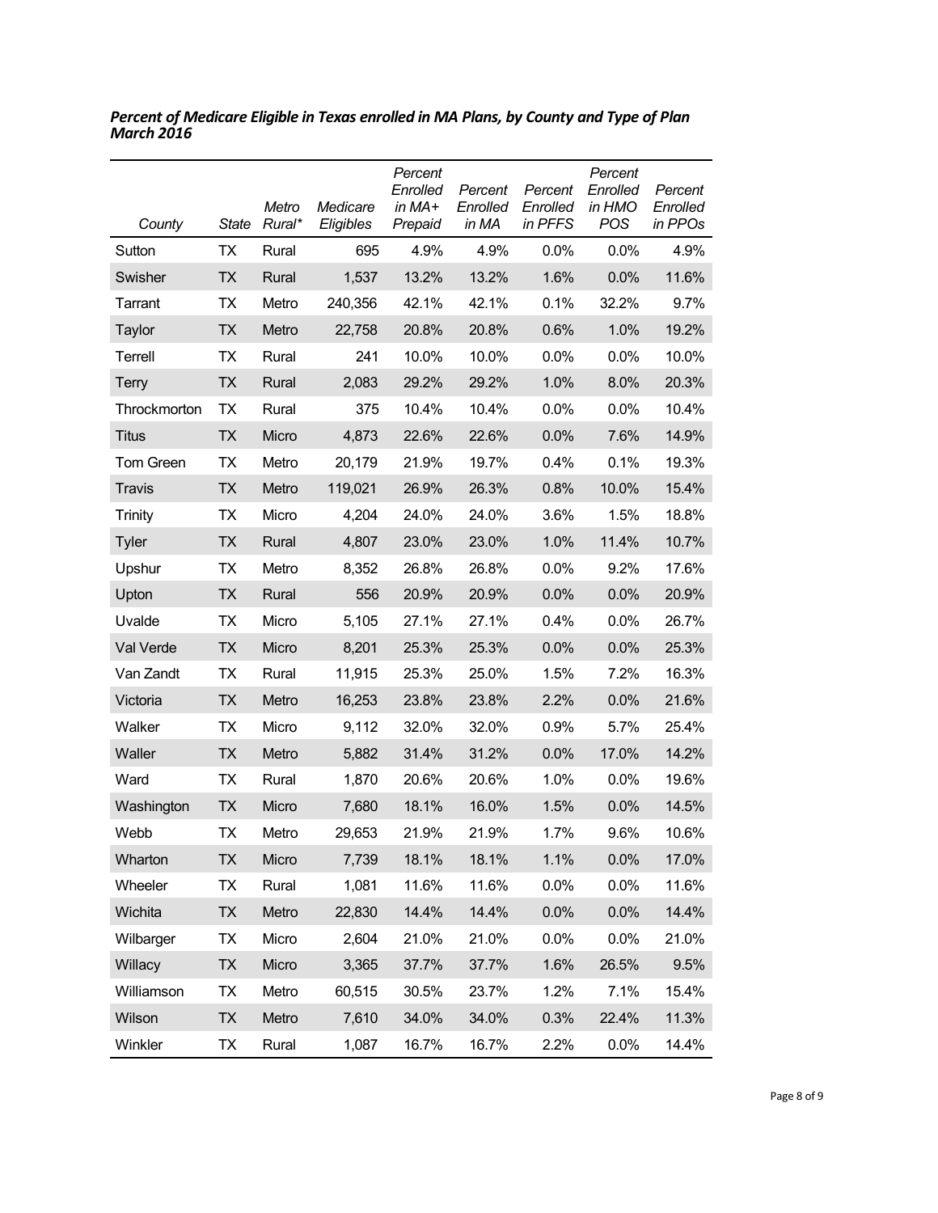***Percent of Medicare Eligible in Texas enrolled in MA Plans, by County and Type of Plan March 2016***

| *County* | *State* | *Metro Rural\** | *Medicare Eligibles* | *Percent Enrolled in MA+ Prepaid* | *Percent Enrolled in MA* | *Percent Enrolled in PFFS* | *Percent Enrolled in HMO POS* | *Percent Enrolled in PPOs* |
|---|---|---|---|---|---|---|---|---|
| Sutton | TX | Rural | 695 | 4.9% | 4.9% | 0.0% | 0.0% | 4.9% |
| Swisher | TX | Rural | 1,537 | 13.2% | 13.2% | 1.6% | 0.0% | 11.6% |
| Tarrant | TX | Metro | 240,356 | 42.1% | 42.1% | 0.1% | 32.2% | 9.7% |
| Taylor | TX | Metro | 22,758 | 20.8% | 20.8% | 0.6% | 1.0% | 19.2% |
| Terrell | TX | Rural | 241 | 10.0% | 10.0% | 0.0% | 0.0% | 10.0% |
| Terry | TX | Rural | 2,083 | 29.2% | 29.2% | 1.0% | 8.0% | 20.3% |
| Throckmorton | TX | Rural | 375 | 10.4% | 10.4% | 0.0% | 0.0% | 10.4% |
| Titus | TX | Micro | 4,873 | 22.6% | 22.6% | 0.0% | 7.6% | 14.9% |
| Tom Green | TX | Metro | 20,179 | 21.9% | 19.7% | 0.4% | 0.1% | 19.3% |
| Travis | TX | Metro | 119,021 | 26.9% | 26.3% | 0.8% | 10.0% | 15.4% |
| Trinity | TX | Micro | 4,204 | 24.0% | 24.0% | 3.6% | 1.5% | 18.8% |
| Tyler | TX | Rural | 4,807 | 23.0% | 23.0% | 1.0% | 11.4% | 10.7% |
| Upshur | TX | Metro | 8,352 | 26.8% | 26.8% | 0.0% | 9.2% | 17.6% |
| Upton | TX | Rural | 556 | 20.9% | 20.9% | 0.0% | 0.0% | 20.9% |
| Uvalde | TX | Micro | 5,105 | 27.1% | 27.1% | 0.4% | 0.0% | 26.7% |
| Val Verde | TX | Micro | 8,201 | 25.3% | 25.3% | 0.0% | 0.0% | 25.3% |
| Van Zandt | TX | Rural | 11,915 | 25.3% | 25.0% | 1.5% | 7.2% | 16.3% |
| Victoria | TX | Metro | 16,253 | 23.8% | 23.8% | 2.2% | 0.0% | 21.6% |
| Walker | TX | Micro | 9,112 | 32.0% | 32.0% | 0.9% | 5.7% | 25.4% |
| Waller | TX | Metro | 5,882 | 31.4% | 31.2% | 0.0% | 17.0% | 14.2% |
| Ward | TX | Rural | 1,870 | 20.6% | 20.6% | 1.0% | 0.0% | 19.6% |
| Washington | TX | Micro | 7,680 | 18.1% | 16.0% | 1.5% | 0.0% | 14.5% |
| Webb | TX | Metro | 29,653 | 21.9% | 21.9% | 1.7% | 9.6% | 10.6% |
| Wharton | TX | Micro | 7,739 | 18.1% | 18.1% | 1.1% | 0.0% | 17.0% |
| Wheeler | TX | Rural | 1,081 | 11.6% | 11.6% | 0.0% | 0.0% | 11.6% |
| Wichita | TX | Metro | 22,830 | 14.4% | 14.4% | 0.0% | 0.0% | 14.4% |
| Wilbarger | TX | Micro | 2,604 | 21.0% | 21.0% | 0.0% | 0.0% | 21.0% |
| Willacy | TX | Micro | 3,365 | 37.7% | 37.7% | 1.6% | 26.5% | 9.5% |
| Williamson | TX | Metro | 60,515 | 30.5% | 23.7% | 1.2% | 7.1% | 15.4% |
| Wilson | TX | Metro | 7,610 | 34.0% | 34.0% | 0.3% | 22.4% | 11.3% |
| Winkler | TX | Rural | 1,087 | 16.7% | 16.7% | 2.2% | 0.0% | 14.4% |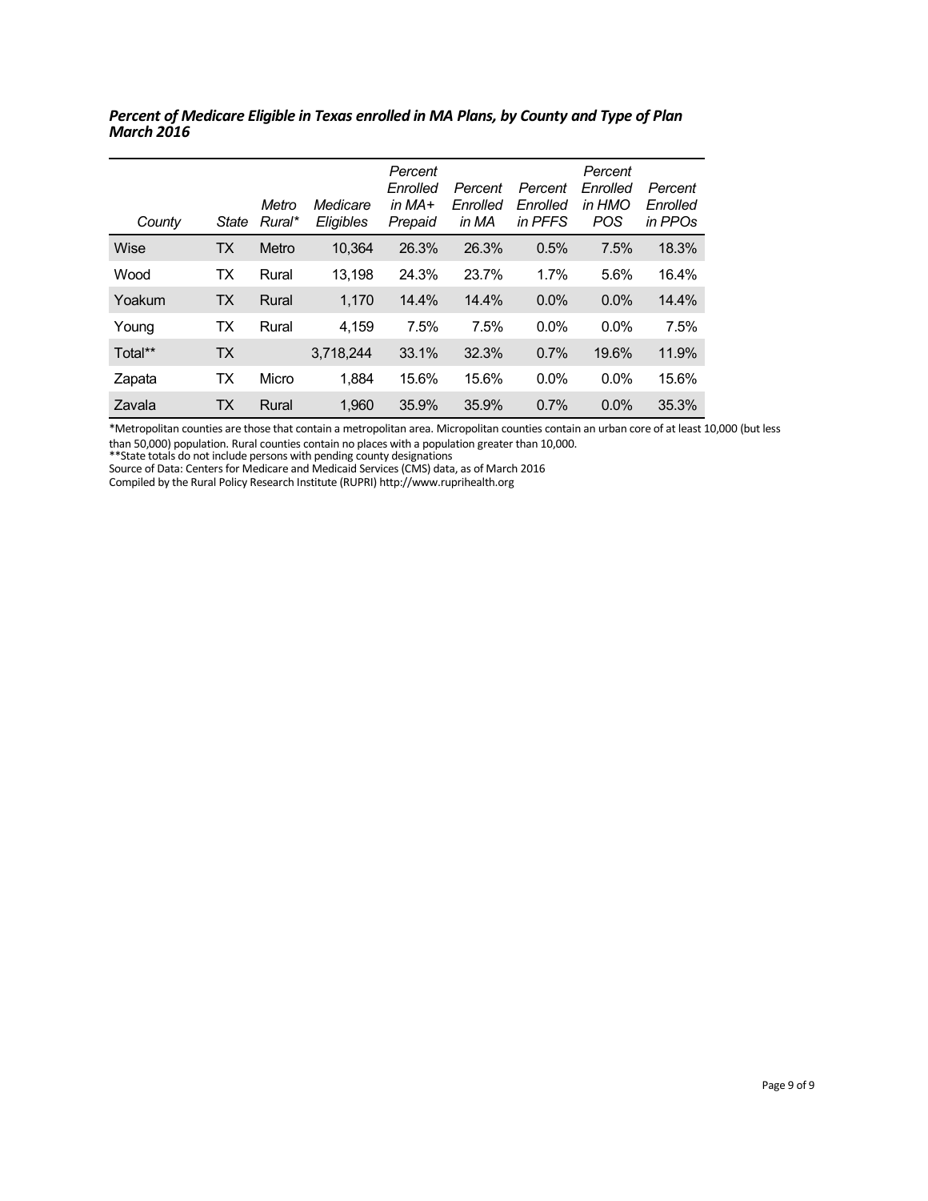***Percent of Medicare Eligible in Texas enrolled in MA Plans, by County and Type of Plan March 2016***

| *County* | *State* | *Metro Rural\** | *Medicare Eligibles* | *Percent Enrolled in MA+ Prepaid* | *Percent Enrolled in MA* | *Percent Enrolled in PFFS* | *Percent Enrolled in HMO POS* | *Percent Enrolled in PPOs* |
|---|---|---|---|---|---|---|---|---|
| Wise | TX | Metro | 10,364 | 26.3% | 26.3% | 0.5% | 7.5% | 18.3% |
| Wood | TX | Rural | 13,198 | 24.3% | 23.7% | 1.7% | 5.6% | 16.4% |
| Yoakum | TX | Rural | 1,170 | 14.4% | 14.4% | 0.0% | 0.0% | 14.4% |
| Young | TX | Rural | 4,159 | 7.5% | 7.5% | 0.0% | 0.0% | 7.5% |
| Total** | TX | | 3,718,244 | 33.1% | 32.3% | 0.7% | 19.6% | 11.9% |
| Zapata | TX | Micro | 1,884 | 15.6% | 15.6% | 0.0% | 0.0% | 15.6% |
| Zavala | TX | Rural | 1,960 | 35.9% | 35.9% | 0.7% | 0.0% | 35.3% |

*Metropolitan counties are those that contain a metropolitan area. Micropolitan counties contain an urban core of at least 10,000 (but less than 50,000) population. Rural counties contain no places with a population greater than 10,000.

**State totals do not include persons with pending county designations

Source of Data: Centers for Medicare and Medicaid Services (CMS) data, as of March 2016

Compiled by the Rural Policy Research Institute (RUPRI) http://www.ruprihealth.org